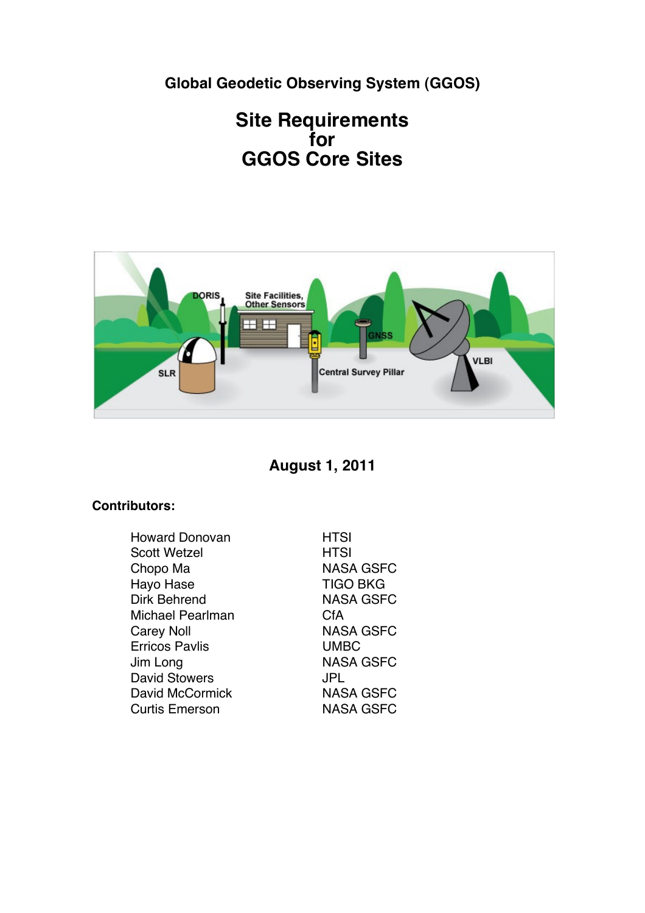**Global Geodetic Observing System (GGOS)**

# Site Requirements for GGOS Core Sites

**August 1, 2011**

**Contributors:**

| | |
|---|---|
| Howard Donovan | HTSI |
| Scott Wetzel | HTSI |
| Chopo Ma | NASA GSFC |
| Hayo Hase | TIGO BKG |
| Dirk Behrend | NASA GSFC |
| Michael Pearlman | CfA |
| Carey Noll | NASA GSFC |
| Erricos Pavlis | UMBC |
| Jim Long | NASA GSFC |
| David Stowers | JPL |
| David McCormick | NASA GSFC |
| Curtis Emerson | NASA GSFC |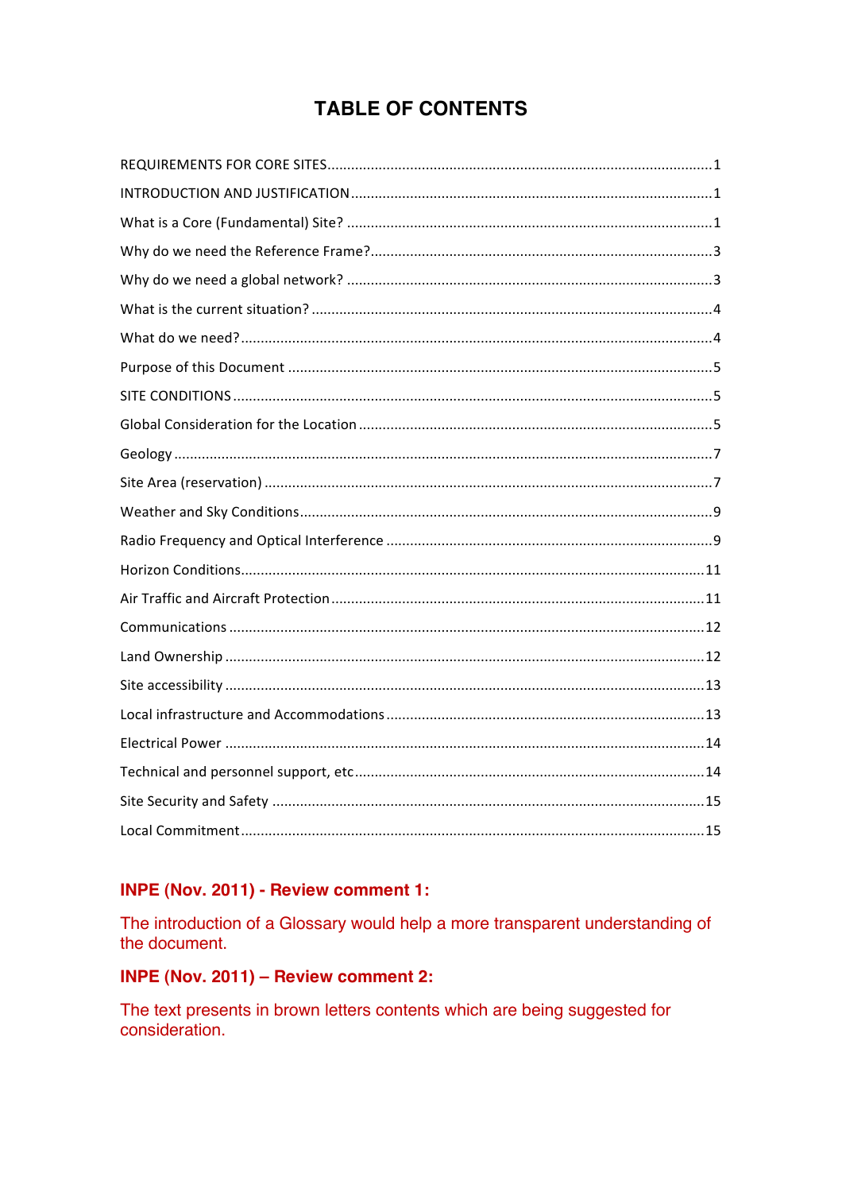# TABLE OF CONTENTS

REQUIREMENTS FOR CORE SITES....1

INTRODUCTION AND JUSTIFICATION....1

What is a Core (Fundamental) Site? ....1

Why do we need the Reference Frame?....3

Why do we need a global network? ....3

What is the current situation? ....4

What do we need?....4

Purpose of this Document ....5

SITE CONDITIONS....5

Global Consideration for the Location ....5

Geology ....7

Site Area (reservation) ....7

Weather and Sky Conditions....9

Radio Frequency and Optical Interference ....9

Horizon Conditions....11

Air Traffic and Aircraft Protection....11

Communications ....12

Land Ownership ....12

Site accessibility ....13

Local infrastructure and Accommodations....13

Electrical Power ....14

Technical and personnel support, etc....14

Site Security and Safety ....15

Local Commitment....15

**INPE (Nov. 2011) - Review comment 1:**

The introduction of a Glossary would help a more transparent understanding of the document.

**INPE (Nov. 2011) – Review comment 2:**

The text presents in brown letters contents which are being suggested for consideration.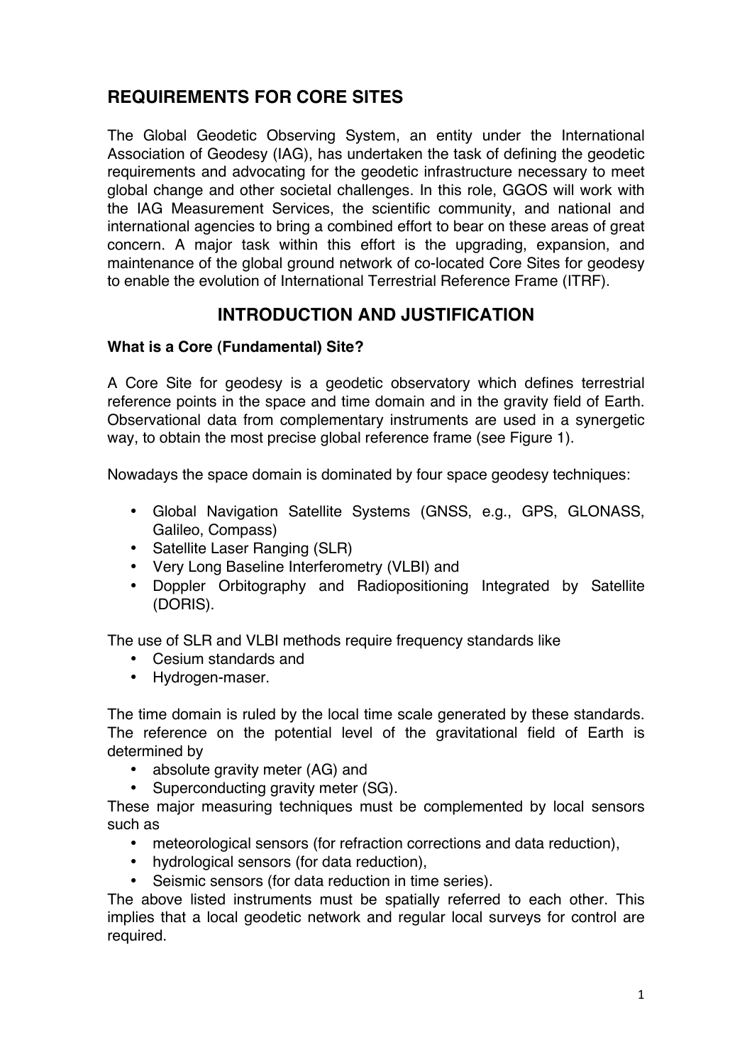# REQUIREMENTS FOR CORE SITES

The Global Geodetic Observing System, an entity under the International Association of Geodesy (IAG), has undertaken the task of defining the geodetic requirements and advocating for the geodetic infrastructure necessary to meet global change and other societal challenges. In this role, GGOS will work with the IAG Measurement Services, the scientific community, and national and international agencies to bring a combined effort to bear on these areas of great concern. A major task within this effort is the upgrading, expansion, and maintenance of the global ground network of co-located Core Sites for geodesy to enable the evolution of International Terrestrial Reference Frame (ITRF).

## INTRODUCTION AND JUSTIFICATION

### What is a Core (Fundamental) Site?

A Core Site for geodesy is a geodetic observatory which defines terrestrial reference points in the space and time domain and in the gravity field of Earth. Observational data from complementary instruments are used in a synergetic way, to obtain the most precise global reference frame (see Figure 1).

Nowadays the space domain is dominated by four space geodesy techniques:

- Global Navigation Satellite Systems (GNSS, e.g., GPS, GLONASS, Galileo, Compass)
- Satellite Laser Ranging (SLR)
- Very Long Baseline Interferometry (VLBI) and
- Doppler Orbitography and Radiopositioning Integrated by Satellite (DORIS).

The use of SLR and VLBI methods require frequency standards like

- Cesium standards and
- Hydrogen-maser.

The time domain is ruled by the local time scale generated by these standards. The reference on the potential level of the gravitational field of Earth is determined by

- absolute gravity meter (AG) and
- Superconducting gravity meter (SG).

These major measuring techniques must be complemented by local sensors such as

- meteorological sensors (for refraction corrections and data reduction),
- hydrological sensors (for data reduction),
- Seismic sensors (for data reduction in time series).

The above listed instruments must be spatially referred to each other. This implies that a local geodetic network and regular local surveys for control are required.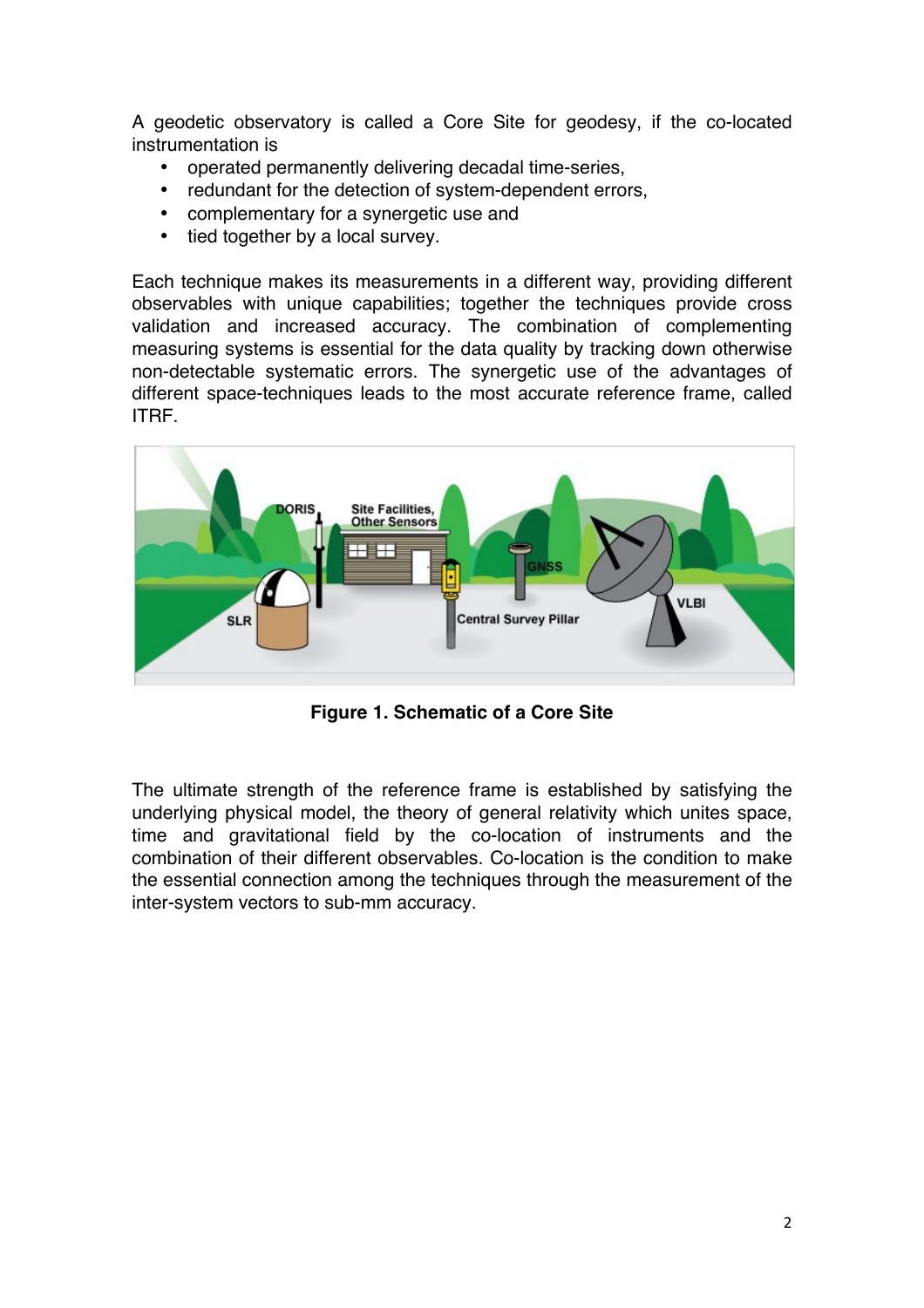A geodetic observatory is called a Core Site for geodesy, if the co-located instrumentation is

- operated permanently delivering decadal time-series,
- redundant for the detection of system-dependent errors,
- complementary for a synergetic use and
- tied together by a local survey.

Each technique makes its measurements in a different way, providing different observables with unique capabilities; together the techniques provide cross validation and increased accuracy. The combination of complementing measuring systems is essential for the data quality by tracking down otherwise non-detectable systematic errors. The synergetic use of the advantages of different space-techniques leads to the most accurate reference frame, called ITRF.

**Figure 1. Schematic of a Core Site**

The ultimate strength of the reference frame is established by satisfying the underlying physical model, the theory of general relativity which unites space, time and gravitational field by the co-location of instruments and the combination of their different observables. Co-location is the condition to make the essential connection among the techniques through the measurement of the inter-system vectors to sub-mm accuracy.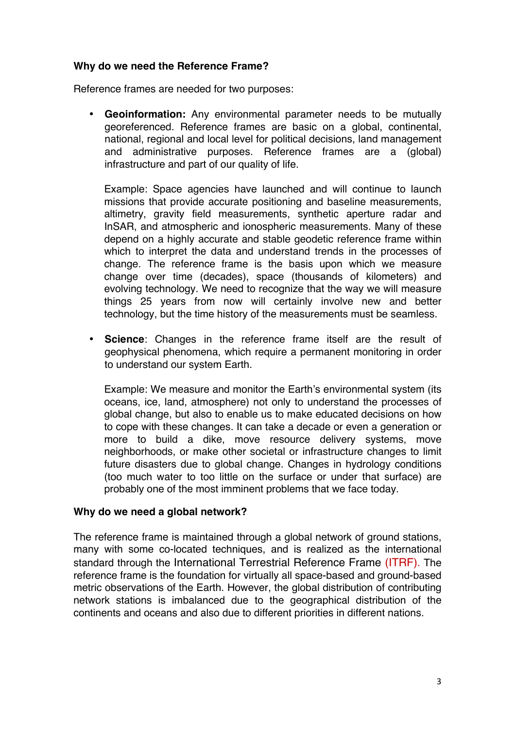**Why do we need the Reference Frame?**

Reference frames are needed for two purposes:

- **Geoinformation:** Any environmental parameter needs to be mutually georeferenced. Reference frames are basic on a global, continental, national, regional and local level for political decisions, land management and administrative purposes. Reference frames are a (global) infrastructure and part of our quality of life.

  Example: Space agencies have launched and will continue to launch missions that provide accurate positioning and baseline measurements, altimetry, gravity field measurements, synthetic aperture radar and InSAR, and atmospheric and ionospheric measurements. Many of these depend on a highly accurate and stable geodetic reference frame within which to interpret the data and understand trends in the processes of change. The reference frame is the basis upon which we measure change over time (decades), space (thousands of kilometers) and evolving technology. We need to recognize that the way we will measure things 25 years from now will certainly involve new and better technology, but the time history of the measurements must be seamless.

- **Science**: Changes in the reference frame itself are the result of geophysical phenomena, which require a permanent monitoring in order to understand our system Earth.

  Example: We measure and monitor the Earth's environmental system (its oceans, ice, land, atmosphere) not only to understand the processes of global change, but also to enable us to make educated decisions on how to cope with these changes. It can take a decade or even a generation or more to build a dike, move resource delivery systems, move neighborhoods, or make other societal or infrastructure changes to limit future disasters due to global change. Changes in hydrology conditions (too much water to too little on the surface or under that surface) are probably one of the most imminent problems that we face today.

**Why do we need a global network?**

The reference frame is maintained through a global network of ground stations, many with some co-located techniques, and is realized as the international standard through the International Terrestrial Reference Frame (ITRF). The reference frame is the foundation for virtually all space-based and ground-based metric observations of the Earth. However, the global distribution of contributing network stations is imbalanced due to the geographical distribution of the continents and oceans and also due to different priorities in different nations.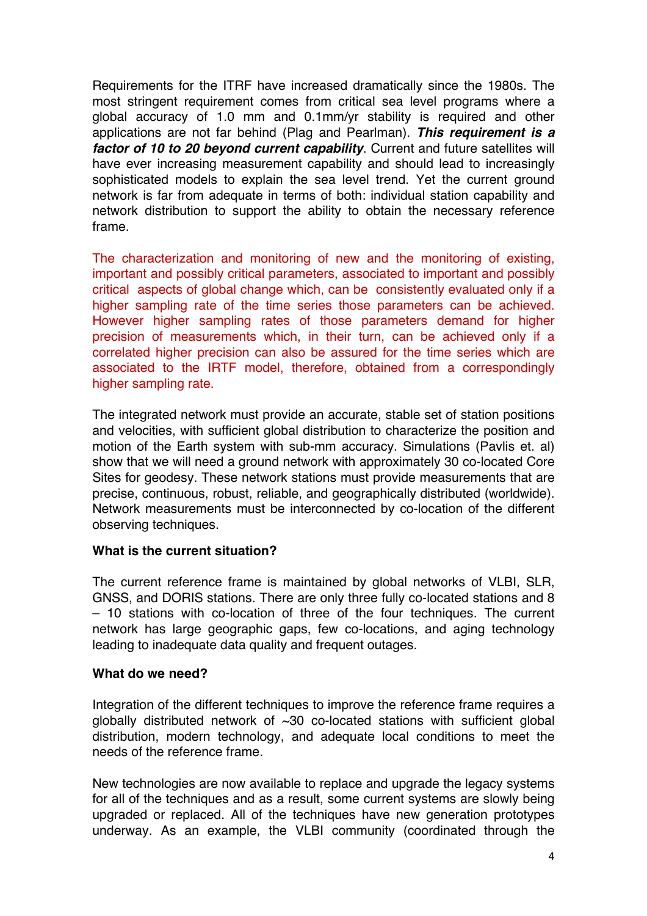Requirements for the ITRF have increased dramatically since the 1980s. The most stringent requirement comes from critical sea level programs where a global accuracy of 1.0 mm and 0.1mm/yr stability is required and other applications are not far behind (Plag and Pearlman). ***This requirement is a factor of 10 to 20 beyond current capability***. Current and future satellites will have ever increasing measurement capability and should lead to increasingly sophisticated models to explain the sea level trend. Yet the current ground network is far from adequate in terms of both: individual station capability and network distribution to support the ability to obtain the necessary reference frame.

The characterization and monitoring of new and the monitoring of existing, important and possibly critical parameters, associated to important and possibly critical aspects of global change which, can be consistently evaluated only if a higher sampling rate of the time series those parameters can be achieved. However higher sampling rates of those parameters demand for higher precision of measurements which, in their turn, can be achieved only if a correlated higher precision can also be assured for the time series which are associated to the IRTF model, therefore, obtained from a correspondingly higher sampling rate.

The integrated network must provide an accurate, stable set of station positions and velocities, with sufficient global distribution to characterize the position and motion of the Earth system with sub-mm accuracy. Simulations (Pavlis et. al) show that we will need a ground network with approximately 30 co-located Core Sites for geodesy. These network stations must provide measurements that are precise, continuous, robust, reliable, and geographically distributed (worldwide). Network measurements must be interconnected by co-location of the different observing techniques.

**What is the current situation?**

The current reference frame is maintained by global networks of VLBI, SLR, GNSS, and DORIS stations. There are only three fully co-located stations and 8 – 10 stations with co-location of three of the four techniques. The current network has large geographic gaps, few co-locations, and aging technology leading to inadequate data quality and frequent outages.

**What do we need?**

Integration of the different techniques to improve the reference frame requires a globally distributed network of ~30 co-located stations with sufficient global distribution, modern technology, and adequate local conditions to meet the needs of the reference frame.

New technologies are now available to replace and upgrade the legacy systems for all of the techniques and as a result, some current systems are slowly being upgraded or replaced. All of the techniques have new generation prototypes underway. As an example, the VLBI community (coordinated through the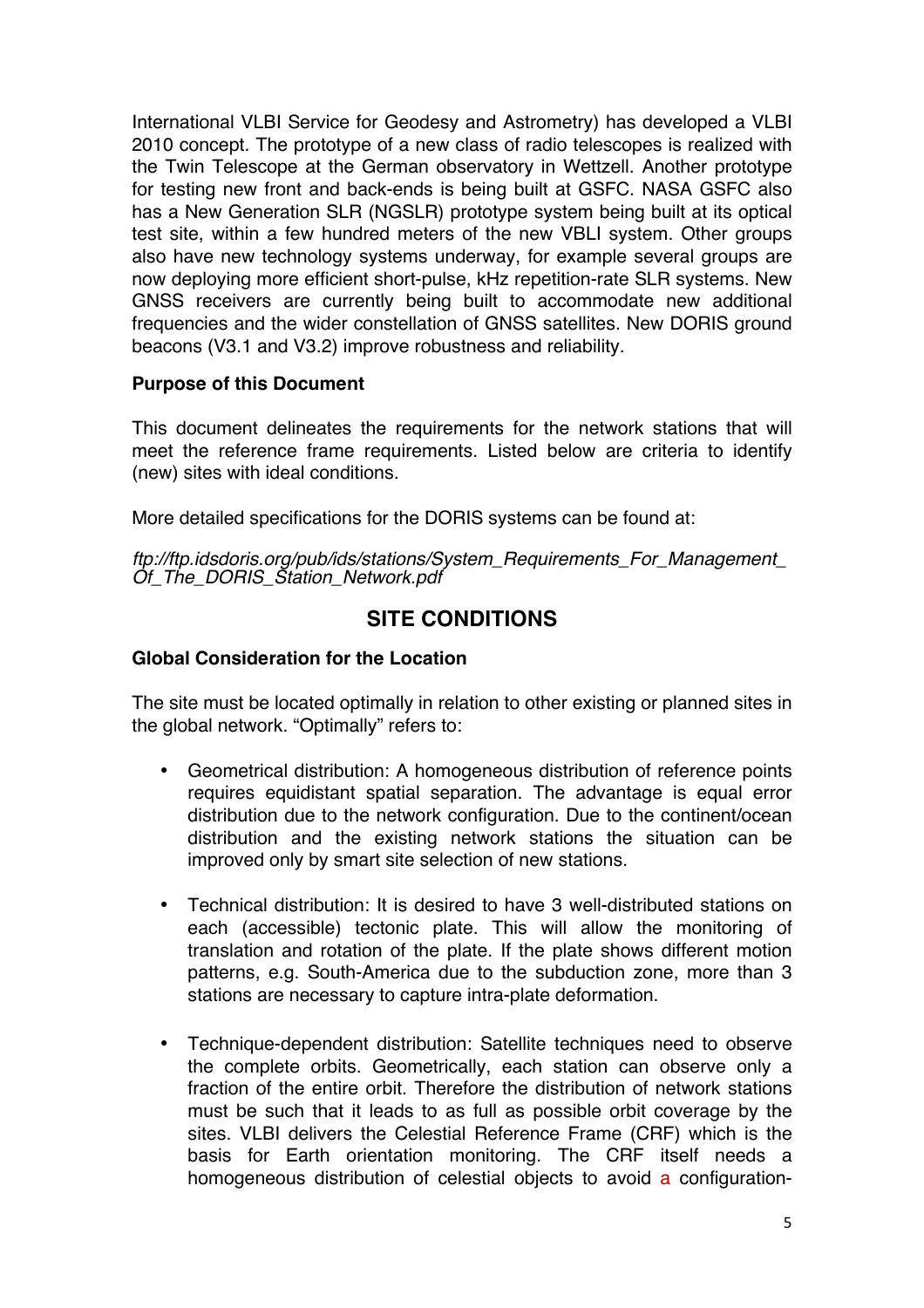International VLBI Service for Geodesy and Astrometry) has developed a VLBI 2010 concept. The prototype of a new class of radio telescopes is realized with the Twin Telescope at the German observatory in Wettzell. Another prototype for testing new front and back-ends is being built at GSFC. NASA GSFC also has a New Generation SLR (NGSLR) prototype system being built at its optical test site, within a few hundred meters of the new VBLI system. Other groups also have new technology systems underway, for example several groups are now deploying more efficient short-pulse, kHz repetition-rate SLR systems. New GNSS receivers are currently being built to accommodate new additional frequencies and the wider constellation of GNSS satellites. New DORIS ground beacons (V3.1 and V3.2) improve robustness and reliability.

**Purpose of this Document**

This document delineates the requirements for the network stations that will meet the reference frame requirements. Listed below are criteria to identify (new) sites with ideal conditions.

More detailed specifications for the DORIS systems can be found at:

*ftp://ftp.idsdoris.org/pub/ids/stations/System_Requirements_For_Management_Of_The_DORIS_Station_Network.pdf*

## SITE CONDITIONS

**Global Consideration for the Location**

The site must be located optimally in relation to other existing or planned sites in the global network. "Optimally" refers to:

- Geometrical distribution: A homogeneous distribution of reference points requires equidistant spatial separation. The advantage is equal error distribution due to the network configuration. Due to the continent/ocean distribution and the existing network stations the situation can be improved only by smart site selection of new stations.

- Technical distribution: It is desired to have 3 well-distributed stations on each (accessible) tectonic plate. This will allow the monitoring of translation and rotation of the plate. If the plate shows different motion patterns, e.g. South-America due to the subduction zone, more than 3 stations are necessary to capture intra-plate deformation.

- Technique-dependent distribution: Satellite techniques need to observe the complete orbits. Geometrically, each station can observe only a fraction of the entire orbit. Therefore the distribution of network stations must be such that it leads to as full as possible orbit coverage by the sites. VLBI delivers the Celestial Reference Frame (CRF) which is the basis for Earth orientation monitoring. The CRF itself needs a homogeneous distribution of celestial objects to avoid a configuration-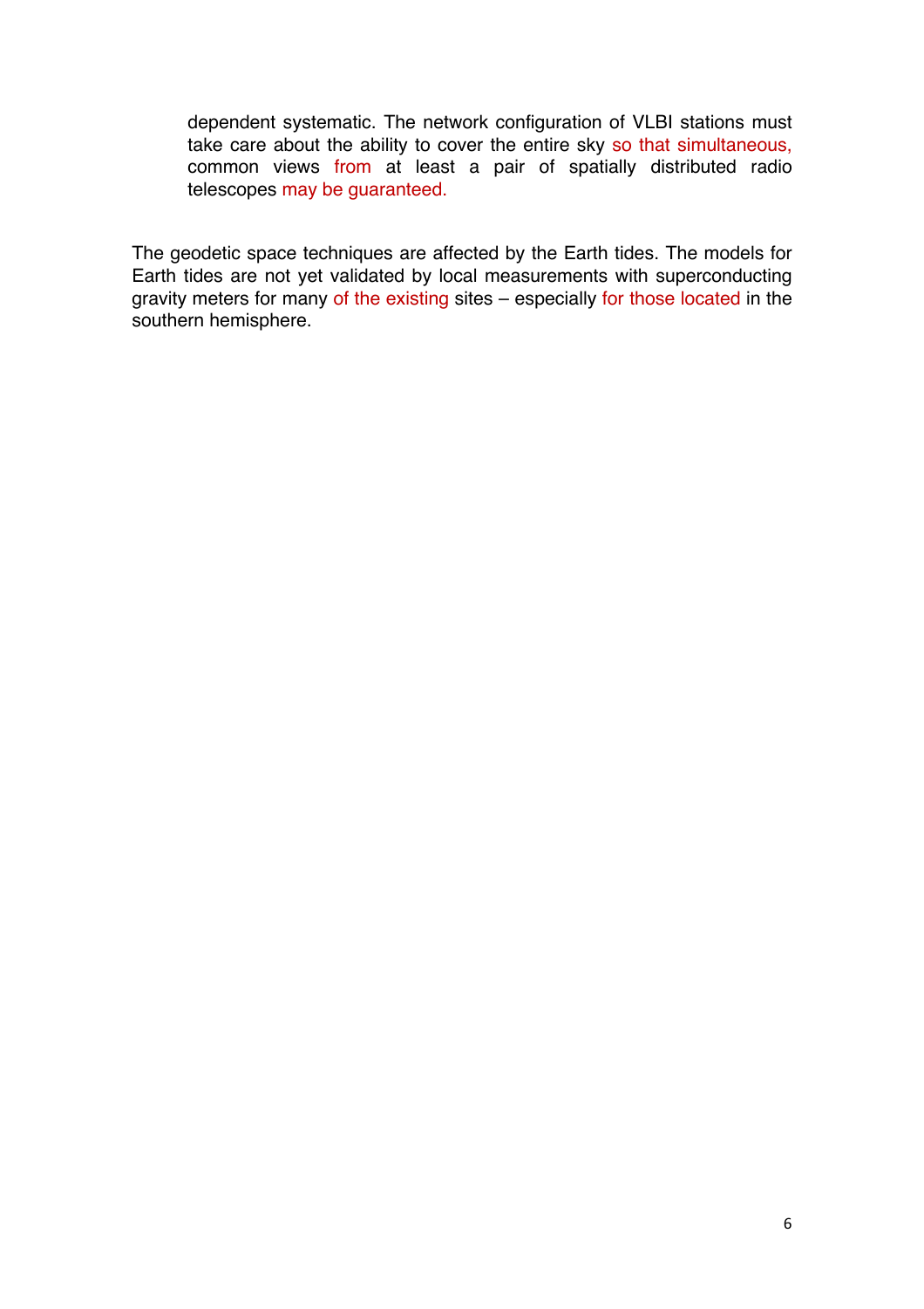dependent systematic. The network configuration of VLBI stations must take care about the ability to cover the entire sky so that simultaneous, common views from at least a pair of spatially distributed radio telescopes may be guaranteed.

The geodetic space techniques are affected by the Earth tides. The models for Earth tides are not yet validated by local measurements with superconducting gravity meters for many of the existing sites – especially for those located in the southern hemisphere.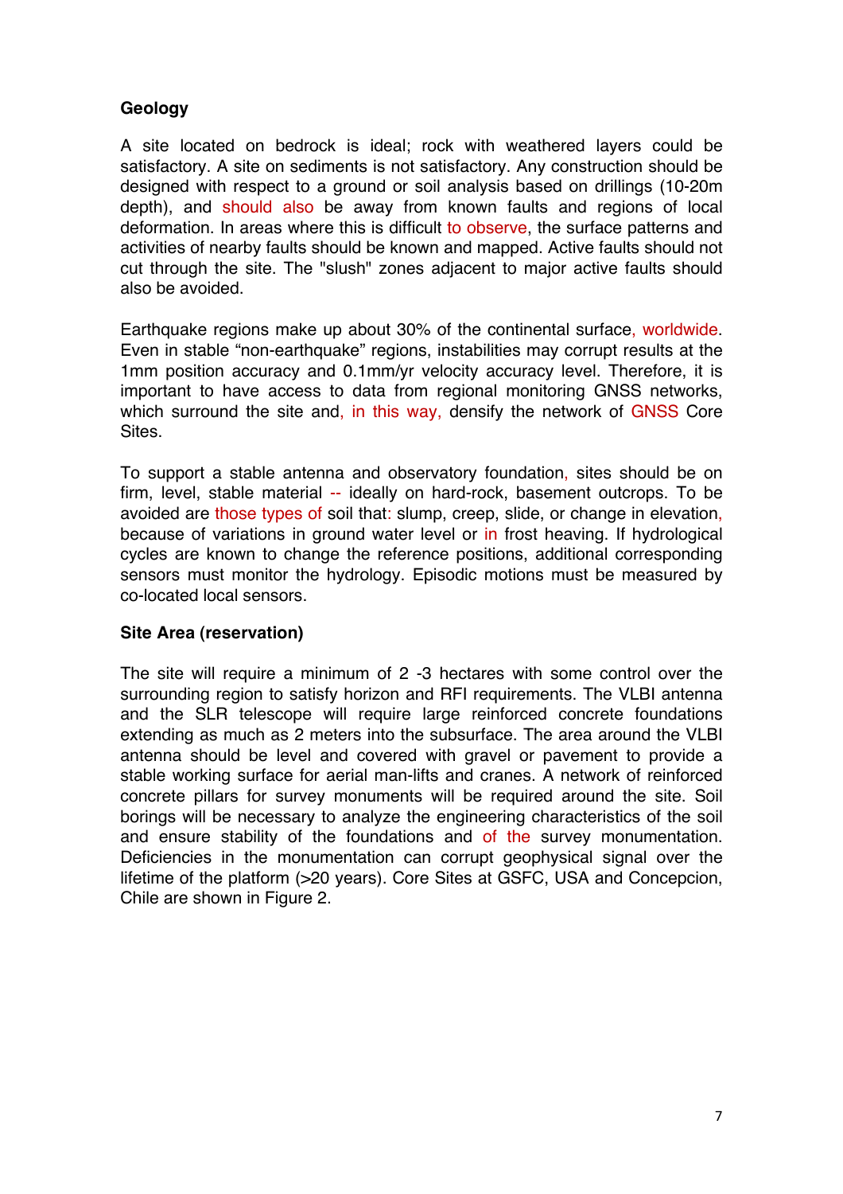**Geology**

A site located on bedrock is ideal; rock with weathered layers could be satisfactory. A site on sediments is not satisfactory. Any construction should be designed with respect to a ground or soil analysis based on drillings (10-20m depth), and should also be away from known faults and regions of local deformation. In areas where this is difficult to observe, the surface patterns and activities of nearby faults should be known and mapped. Active faults should not cut through the site. The "slush" zones adjacent to major active faults should also be avoided.

Earthquake regions make up about 30% of the continental surface, worldwide. Even in stable "non-earthquake" regions, instabilities may corrupt results at the 1mm position accuracy and 0.1mm/yr velocity accuracy level. Therefore, it is important to have access to data from regional monitoring GNSS networks, which surround the site and, in this way, densify the network of GNSS Core Sites.

To support a stable antenna and observatory foundation, sites should be on firm, level, stable material -- ideally on hard-rock, basement outcrops. To be avoided are those types of soil that: slump, creep, slide, or change in elevation, because of variations in ground water level or in frost heaving. If hydrological cycles are known to change the reference positions, additional corresponding sensors must monitor the hydrology. Episodic motions must be measured by co-located local sensors.

**Site Area (reservation)**

The site will require a minimum of 2 -3 hectares with some control over the surrounding region to satisfy horizon and RFI requirements. The VLBI antenna and the SLR telescope will require large reinforced concrete foundations extending as much as 2 meters into the subsurface. The area around the VLBI antenna should be level and covered with gravel or pavement to provide a stable working surface for aerial man-lifts and cranes. A network of reinforced concrete pillars for survey monuments will be required around the site. Soil borings will be necessary to analyze the engineering characteristics of the soil and ensure stability of the foundations and of the survey monumentation. Deficiencies in the monumentation can corrupt geophysical signal over the lifetime of the platform (>20 years). Core Sites at GSFC, USA and Concepcion, Chile are shown in Figure 2.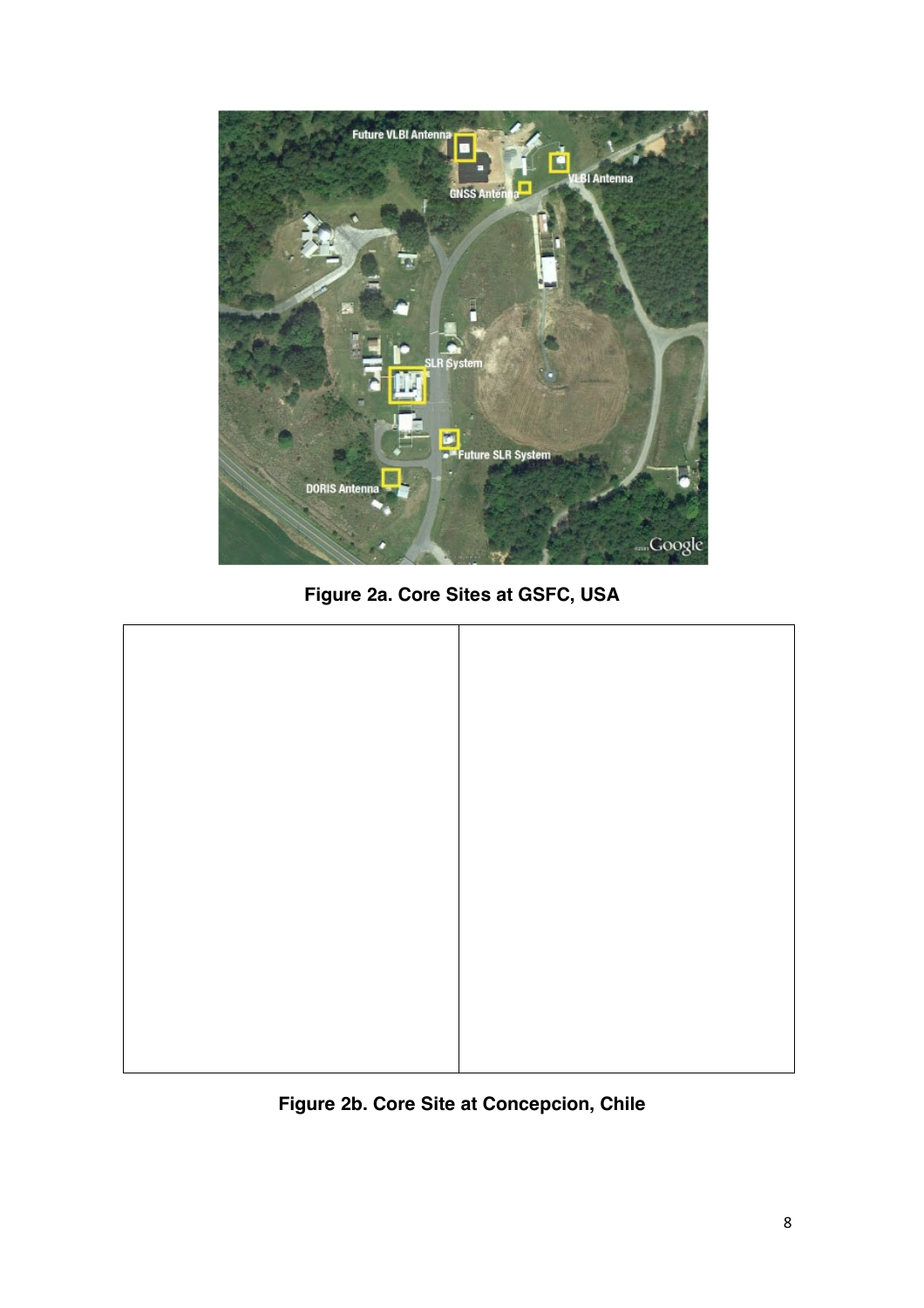Figure 2a. Core Sites at GSFC, USA

Figure 2b. Core Site at Concepcion, Chile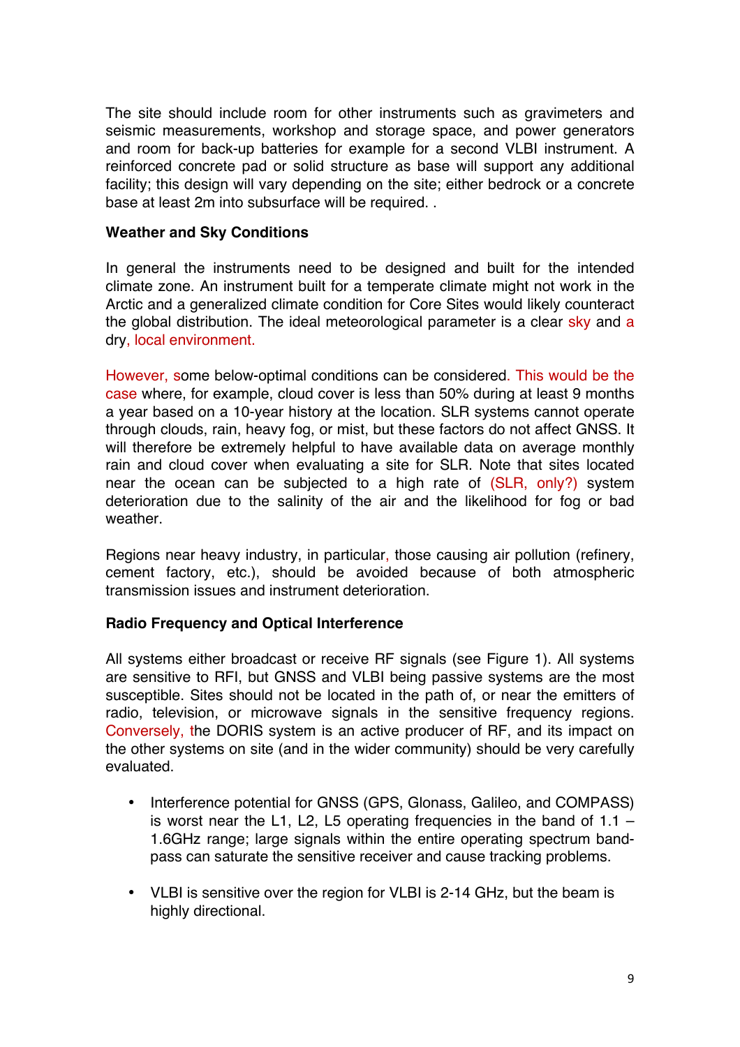The site should include room for other instruments such as gravimeters and seismic measurements, workshop and storage space, and power generators and room for back-up batteries for example for a second VLBI instrument. A reinforced concrete pad or solid structure as base will support any additional facility; this design will vary depending on the site; either bedrock or a concrete base at least 2m into subsurface will be required. .

**Weather and Sky Conditions**

In general the instruments need to be designed and built for the intended climate zone. An instrument built for a temperate climate might not work in the Arctic and a generalized climate condition for Core Sites would likely counteract the global distribution. The ideal meteorological parameter is a clear sky and a dry, local environment.

However, some below-optimal conditions can be considered. This would be the case where, for example, cloud cover is less than 50% during at least 9 months a year based on a 10-year history at the location. SLR systems cannot operate through clouds, rain, heavy fog, or mist, but these factors do not affect GNSS. It will therefore be extremely helpful to have available data on average monthly rain and cloud cover when evaluating a site for SLR. Note that sites located near the ocean can be subjected to a high rate of (SLR, only?) system deterioration due to the salinity of the air and the likelihood for fog or bad weather.

Regions near heavy industry, in particular, those causing air pollution (refinery, cement factory, etc.), should be avoided because of both atmospheric transmission issues and instrument deterioration.

**Radio Frequency and Optical Interference**

All systems either broadcast or receive RF signals (see Figure 1). All systems are sensitive to RFI, but GNSS and VLBI being passive systems are the most susceptible. Sites should not be located in the path of, or near the emitters of radio, television, or microwave signals in the sensitive frequency regions. Conversely, the DORIS system is an active producer of RF, and its impact on the other systems on site (and in the wider community) should be very carefully evaluated.

- Interference potential for GNSS (GPS, Glonass, Galileo, and COMPASS) is worst near the L1, L2, L5 operating frequencies in the band of 1.1 – 1.6GHz range; large signals within the entire operating spectrum band-pass can saturate the sensitive receiver and cause tracking problems.

- VLBI is sensitive over the region for VLBI is 2-14 GHz, but the beam is highly directional.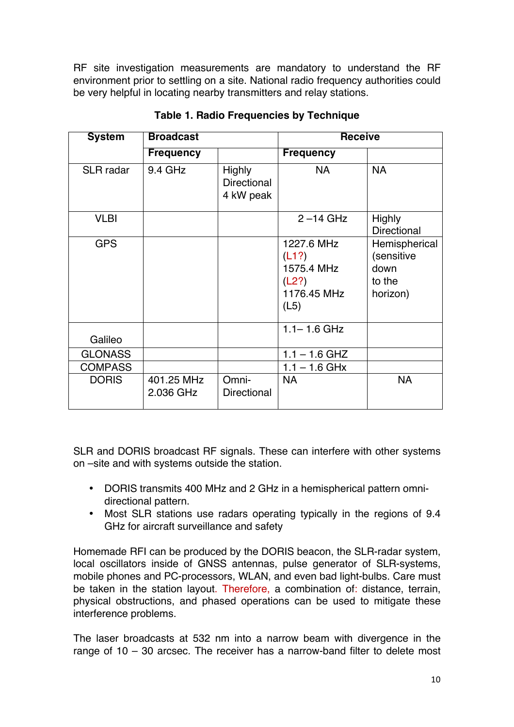RF site investigation measurements are mandatory to understand the RF environment prior to settling on a site. National radio frequency authorities could be very helpful in locating nearby transmitters and relay stations.

**Table 1. Radio Frequencies by Technique**

| System | Broadcast | | Receive | |
|---|---|---|---|---|
| | Frequency | | Frequency | |
| SLR radar | 9.4 GHz | Highly Directional 4 kW peak | NA | NA |
| VLBI | | | 2 –14 GHz | Highly Directional |
| GPS | | | 1227.6 MHz (L1?) 1575.4 MHz (L2?) 1176.45 MHz (L5) | Hemispherical (sensitive down to the horizon) |
| Galileo | | | 1.1– 1.6 GHz | |
| GLONASS | | | 1.1 – 1.6 GHZ | |
| COMPASS | | | 1.1 – 1.6 GHx | |
| DORIS | 401.25 MHz 2.036 GHz | Omni-Directional | NA | NA |

SLR and DORIS broadcast RF signals. These can interfere with other systems on –site and with systems outside the station.

- DORIS transmits 400 MHz and 2 GHz in a hemispherical pattern omni-directional pattern.
- Most SLR stations use radars operating typically in the regions of 9.4 GHz for aircraft surveillance and safety

Homemade RFI can be produced by the DORIS beacon, the SLR-radar system, local oscillators inside of GNSS antennas, pulse generator of SLR-systems, mobile phones and PC-processors, WLAN, and even bad light-bulbs. Care must be taken in the station layout. Therefore, a combination of: distance, terrain, physical obstructions, and phased operations can be used to mitigate these interference problems.

The laser broadcasts at 532 nm into a narrow beam with divergence in the range of 10 – 30 arcsec. The receiver has a narrow-band filter to delete most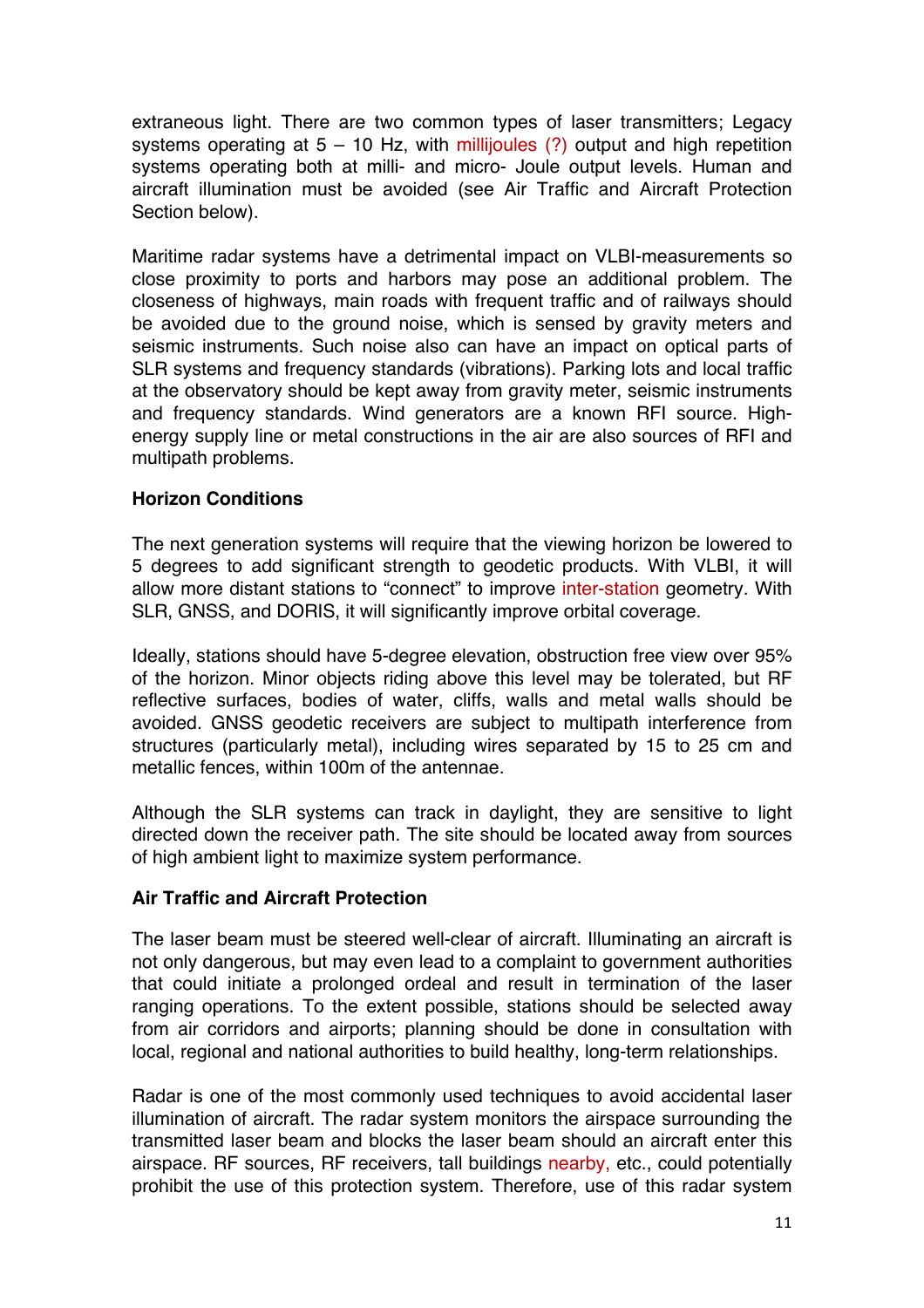extraneous light. There are two common types of laser transmitters; Legacy systems operating at 5 – 10 Hz, with millijoules (?) output and high repetition systems operating both at milli- and micro- Joule output levels. Human and aircraft illumination must be avoided (see Air Traffic and Aircraft Protection Section below).

Maritime radar systems have a detrimental impact on VLBI-measurements so close proximity to ports and harbors may pose an additional problem. The closeness of highways, main roads with frequent traffic and of railways should be avoided due to the ground noise, which is sensed by gravity meters and seismic instruments. Such noise also can have an impact on optical parts of SLR systems and frequency standards (vibrations). Parking lots and local traffic at the observatory should be kept away from gravity meter, seismic instruments and frequency standards. Wind generators are a known RFI source. High-energy supply line or metal constructions in the air are also sources of RFI and multipath problems.

**Horizon Conditions**

The next generation systems will require that the viewing horizon be lowered to 5 degrees to add significant strength to geodetic products. With VLBI, it will allow more distant stations to "connect" to improve inter-station geometry. With SLR, GNSS, and DORIS, it will significantly improve orbital coverage.

Ideally, stations should have 5-degree elevation, obstruction free view over 95% of the horizon. Minor objects riding above this level may be tolerated, but RF reflective surfaces, bodies of water, cliffs, walls and metal walls should be avoided. GNSS geodetic receivers are subject to multipath interference from structures (particularly metal), including wires separated by 15 to 25 cm and metallic fences, within 100m of the antennae.

Although the SLR systems can track in daylight, they are sensitive to light directed down the receiver path. The site should be located away from sources of high ambient light to maximize system performance.

**Air Traffic and Aircraft Protection**

The laser beam must be steered well-clear of aircraft. Illuminating an aircraft is not only dangerous, but may even lead to a complaint to government authorities that could initiate a prolonged ordeal and result in termination of the laser ranging operations. To the extent possible, stations should be selected away from air corridors and airports; planning should be done in consultation with local, regional and national authorities to build healthy, long-term relationships.

Radar is one of the most commonly used techniques to avoid accidental laser illumination of aircraft. The radar system monitors the airspace surrounding the transmitted laser beam and blocks the laser beam should an aircraft enter this airspace. RF sources, RF receivers, tall buildings nearby, etc., could potentially prohibit the use of this protection system. Therefore, use of this radar system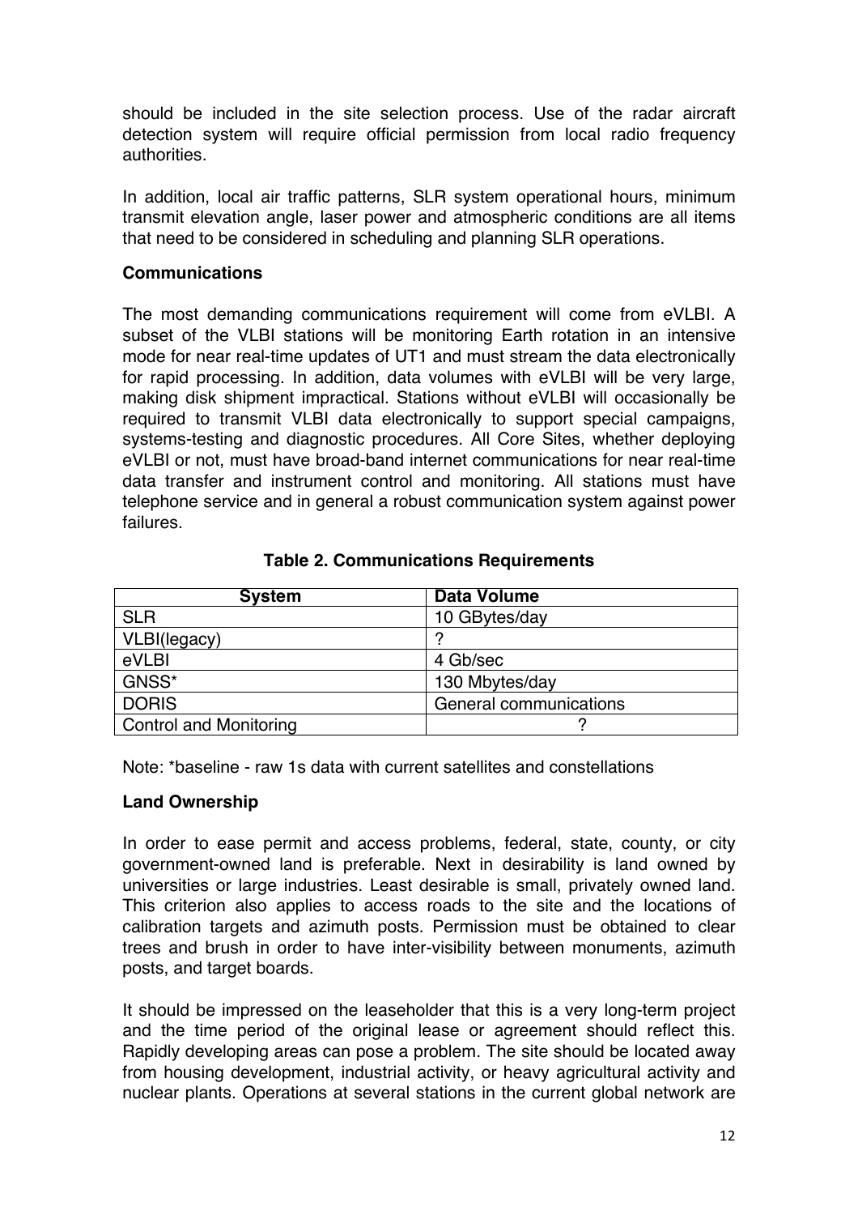should be included in the site selection process. Use of the radar aircraft detection system will require official permission from local radio frequency authorities.

In addition, local air traffic patterns, SLR system operational hours, minimum transmit elevation angle, laser power and atmospheric conditions are all items that need to be considered in scheduling and planning SLR operations.

**Communications**

The most demanding communications requirement will come from eVLBI. A subset of the VLBI stations will be monitoring Earth rotation in an intensive mode for near real-time updates of UT1 and must stream the data electronically for rapid processing. In addition, data volumes with eVLBI will be very large, making disk shipment impractical. Stations without eVLBI will occasionally be required to transmit VLBI data electronically to support special campaigns, systems-testing and diagnostic procedures. All Core Sites, whether deploying eVLBI or not, must have broad-band internet communications for near real-time data transfer and instrument control and monitoring. All stations must have telephone service and in general a robust communication system against power failures.

**Table 2. Communications Requirements**

| System | Data Volume |
| --- | --- |
| SLR | 10 GBytes/day |
| VLBI(legacy) | ? |
| eVLBI | 4 Gb/sec |
| GNSS* | 130 Mbytes/day |
| DORIS | General communications |
| Control and Monitoring | ? |

Note: *baseline - raw 1s data with current satellites and constellations

**Land Ownership**

In order to ease permit and access problems, federal, state, county, or city government-owned land is preferable. Next in desirability is land owned by universities or large industries. Least desirable is small, privately owned land. This criterion also applies to access roads to the site and the locations of calibration targets and azimuth posts. Permission must be obtained to clear trees and brush in order to have inter-visibility between monuments, azimuth posts, and target boards.

It should be impressed on the leaseholder that this is a very long-term project and the time period of the original lease or agreement should reflect this. Rapidly developing areas can pose a problem. The site should be located away from housing development, industrial activity, or heavy agricultural activity and nuclear plants. Operations at several stations in the current global network are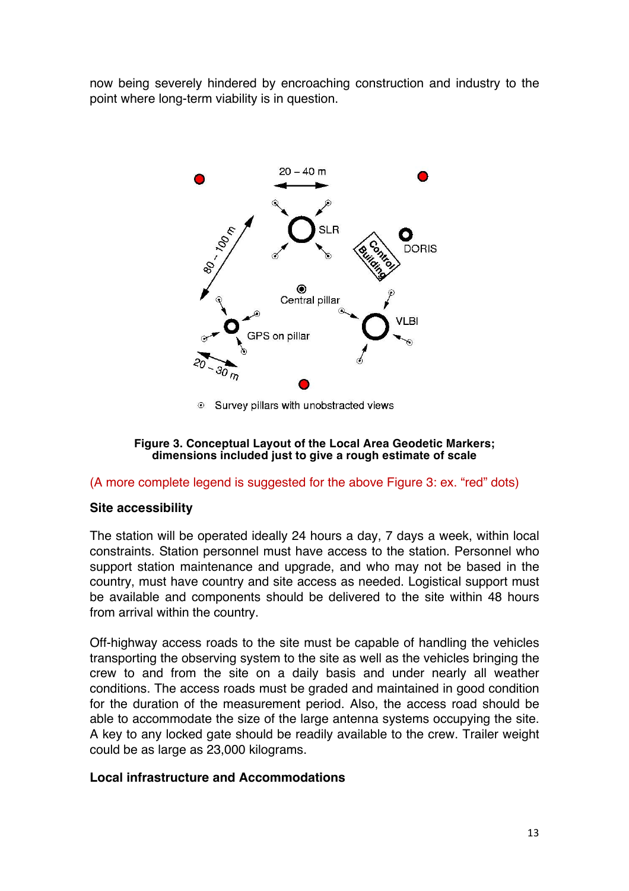now being severely hindered by encroaching construction and industry to the point where long-term viability is in question.

**Figure 3. Conceptual Layout of the Local Area Geodetic Markers; dimensions included just to give a rough estimate of scale**

(A more complete legend is suggested for the above Figure 3: ex. "red" dots)

### Site accessibility

The station will be operated ideally 24 hours a day, 7 days a week, within local constraints. Station personnel must have access to the station. Personnel who support station maintenance and upgrade, and who may not be based in the country, must have country and site access as needed. Logistical support must be available and components should be delivered to the site within 48 hours from arrival within the country.

Off-highway access roads to the site must be capable of handling the vehicles transporting the observing system to the site as well as the vehicles bringing the crew to and from the site on a daily basis and under nearly all weather conditions. The access roads must be graded and maintained in good condition for the duration of the measurement period. Also, the access road should be able to accommodate the size of the large antenna systems occupying the site. A key to any locked gate should be readily available to the crew. Trailer weight could be as large as 23,000 kilograms.

### Local infrastructure and Accommodations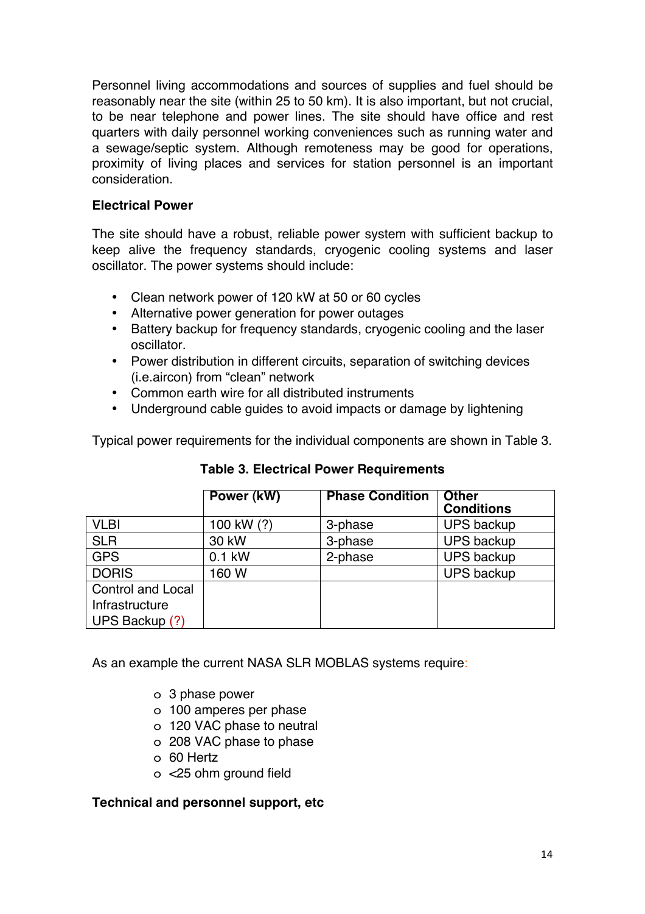Personnel living accommodations and sources of supplies and fuel should be reasonably near the site (within 25 to 50 km). It is also important, but not crucial, to be near telephone and power lines. The site should have office and rest quarters with daily personnel working conveniences such as running water and a sewage/septic system. Although remoteness may be good for operations, proximity of living places and services for station personnel is an important consideration.

**Electrical Power**

The site should have a robust, reliable power system with sufficient backup to keep alive the frequency standards, cryogenic cooling systems and laser oscillator. The power systems should include:

- Clean network power of 120 kW at 50 or 60 cycles
- Alternative power generation for power outages
- Battery backup for frequency standards, cryogenic cooling and the laser oscillator.
- Power distribution in different circuits, separation of switching devices (i.e.aircon) from "clean" network
- Common earth wire for all distributed instruments
- Underground cable guides to avoid impacts or damage by lightening

Typical power requirements for the individual components are shown in Table 3.

**Table 3. Electrical Power Requirements**

| | Power (kW) | Phase Condition | Other Conditions |
|---|---|---|---|
| VLBI | 100 kW (?) | 3-phase | UPS backup |
| SLR | 30 kW | 3-phase | UPS backup |
| GPS | 0.1 kW | 2-phase | UPS backup |
| DORIS | 160 W | | UPS backup |
| Control and Local Infrastructure UPS Backup (?) | | | |

As an example the current NASA SLR MOBLAS systems require:

- 3 phase power
- 100 amperes per phase
- 120 VAC phase to neutral
- 208 VAC phase to phase
- 60 Hertz
- <25 ohm ground field

**Technical and personnel support, etc**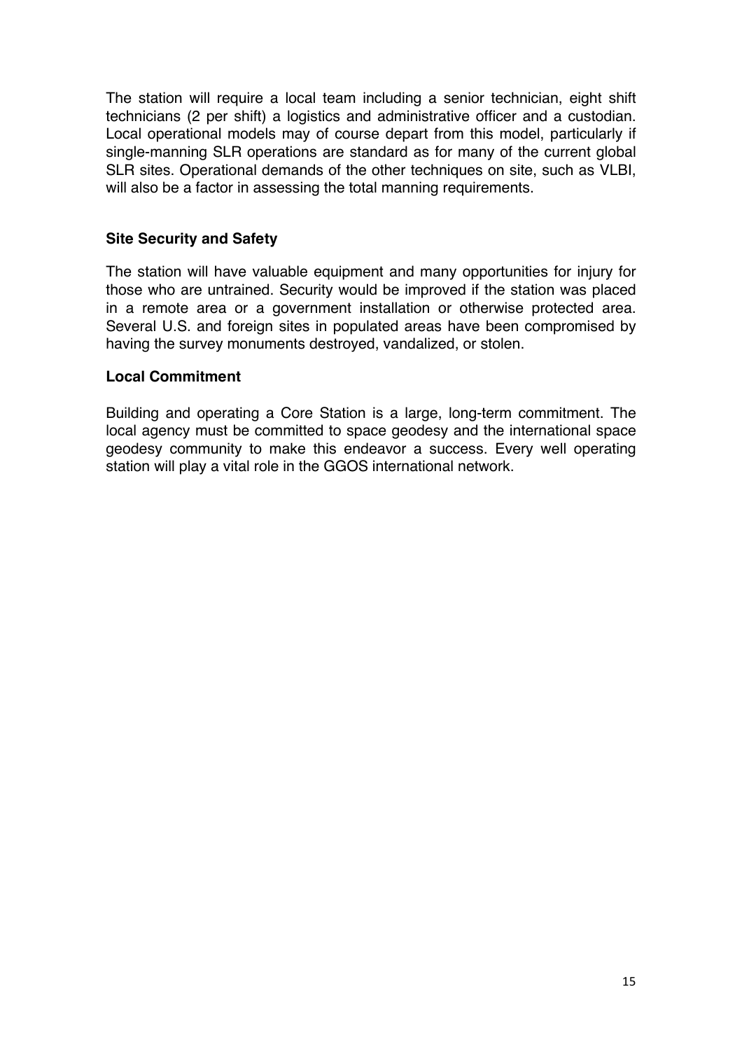The station will require a local team including a senior technician, eight shift technicians (2 per shift) a logistics and administrative officer and a custodian. Local operational models may of course depart from this model, particularly if single-manning SLR operations are standard as for many of the current global SLR sites. Operational demands of the other techniques on site, such as VLBI, will also be a factor in assessing the total manning requirements.

### Site Security and Safety

The station will have valuable equipment and many opportunities for injury for those who are untrained. Security would be improved if the station was placed in a remote area or a government installation or otherwise protected area. Several U.S. and foreign sites in populated areas have been compromised by having the survey monuments destroyed, vandalized, or stolen.

### Local Commitment

Building and operating a Core Station is a large, long-term commitment. The local agency must be committed to space geodesy and the international space geodesy community to make this endeavor a success. Every well operating station will play a vital role in the GGOS international network.